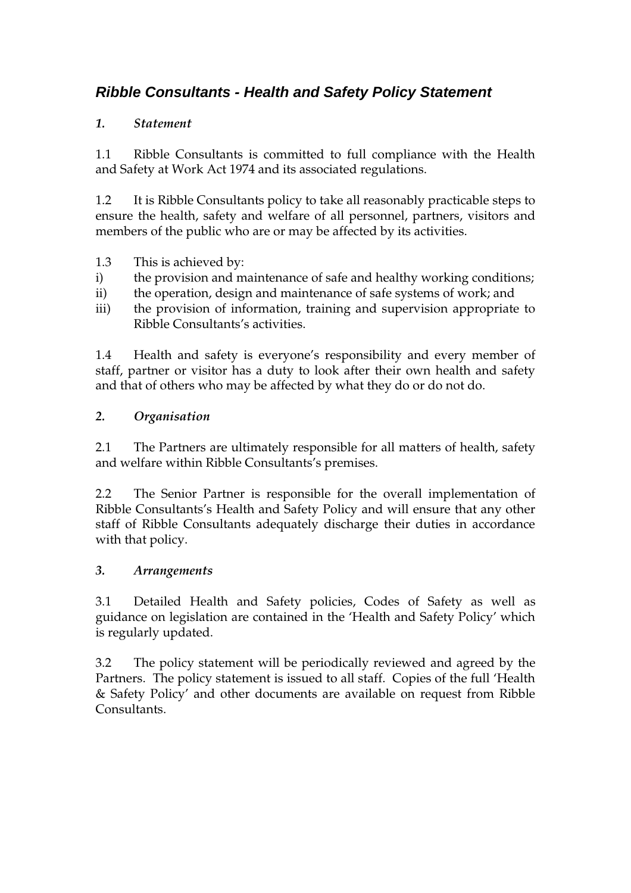# *Ribble Consultants - Health and Safety Policy Statement*

## *1. Statement*

1.1 Ribble Consultants is committed to full compliance with the Health and Safety at Work Act 1974 and its associated regulations.

1.2 It is Ribble Consultants policy to take all reasonably practicable steps to ensure the health, safety and welfare of all personnel, partners, visitors and members of the public who are or may be affected by its activities.

1.3 This is achieved by:

i) the provision and maintenance of safe and healthy working conditions;

ii) the operation, design and maintenance of safe systems of work; and

iii) the provision of information, training and supervision appropriate to Ribble Consultants's activities.

1.4 Health and safety is everyone's responsibility and every member of staff, partner or visitor has a duty to look after their own health and safety and that of others who may be affected by what they do or do not do.

## *2. Organisation*

2.1 The Partners are ultimately responsible for all matters of health, safety and welfare within Ribble Consultants's premises.

2.2 The Senior Partner is responsible for the overall implementation of Ribble Consultants's Health and Safety Policy and will ensure that any other staff of Ribble Consultants adequately discharge their duties in accordance with that policy.

## *3. Arrangements*

3.1 Detailed Health and Safety policies, Codes of Safety as well as guidance on legislation are contained in the 'Health and Safety Policy' which is regularly updated.

3.2 The policy statement will be periodically reviewed and agreed by the Partners. The policy statement is issued to all staff. Copies of the full 'Health & Safety Policy' and other documents are available on request from Ribble Consultants.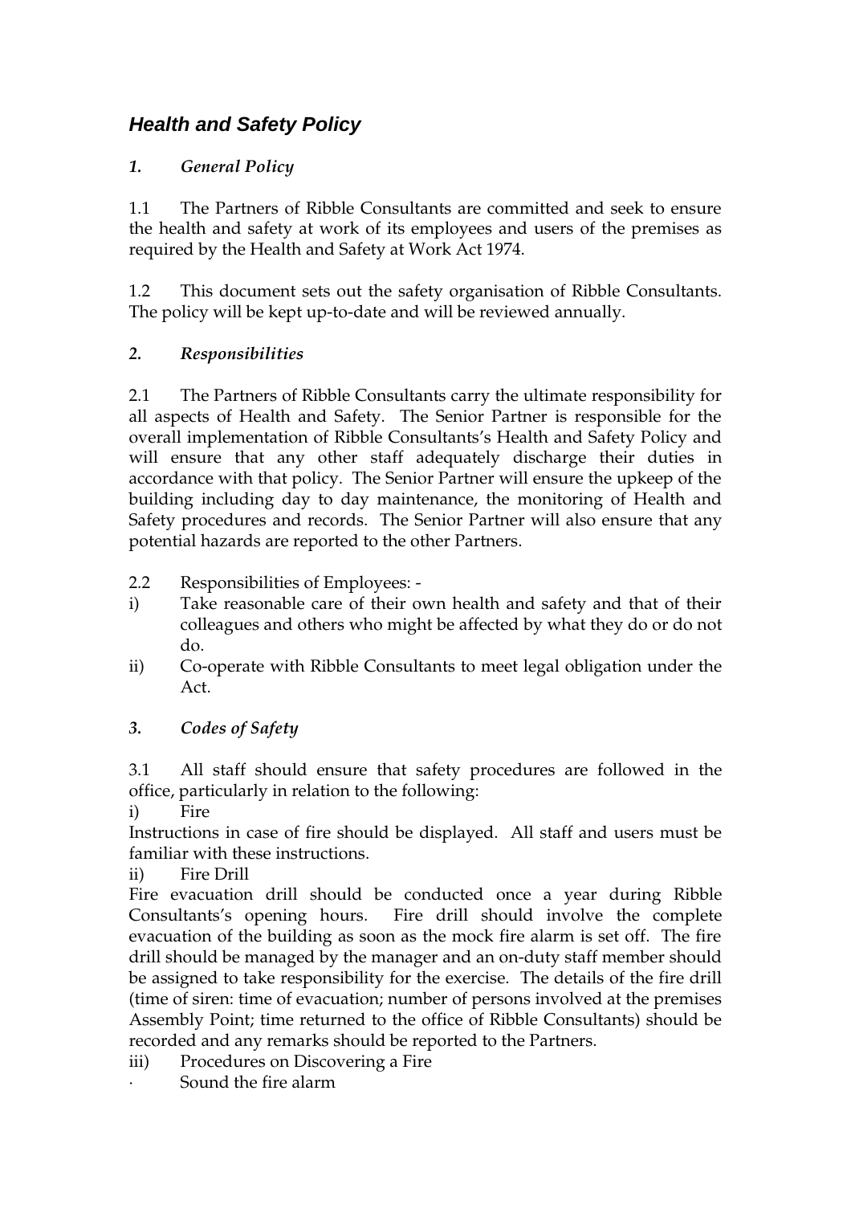# *Health and Safety Policy*

## *1. General Policy*

1.1 The Partners of Ribble Consultants are committed and seek to ensure the health and safety at work of its employees and users of the premises as required by the Health and Safety at Work Act 1974.

1.2 This document sets out the safety organisation of Ribble Consultants. The policy will be kept up-to-date and will be reviewed annually.

## *2. Responsibilities*

2.1 The Partners of Ribble Consultants carry the ultimate responsibility for all aspects of Health and Safety. The Senior Partner is responsible for the overall implementation of Ribble Consultants's Health and Safety Policy and will ensure that any other staff adequately discharge their duties in accordance with that policy. The Senior Partner will ensure the upkeep of the building including day to day maintenance, the monitoring of Health and Safety procedures and records. The Senior Partner will also ensure that any potential hazards are reported to the other Partners.

2.2 Responsibilities of Employees: -

i) Take reasonable care of their own health and safety and that of their colleagues and others who might be affected by what they do or do not do.

ii) Co-operate with Ribble Consultants to meet legal obligation under the Act.

## *3. Codes of Safety*

3.1 All staff should ensure that safety procedures are followed in the office, particularly in relation to the following:

i) Fire

Instructions in case of fire should be displayed. All staff and users must be familiar with these instructions.

ii) Fire Drill

Fire evacuation drill should be conducted once a year during Ribble Consultants's opening hours. Fire drill should involve the complete evacuation of the building as soon as the mock fire alarm is set off. The fire drill should be managed by the manager and an on-duty staff member should be assigned to take responsibility for the exercise. The details of the fire drill (time of siren: time of evacuation; number of persons involved at the premises Assembly Point; time returned to the office of Ribble Consultants) should be recorded and any remarks should be reported to the Partners.

iii) Procedures on Discovering a Fire

- Sound the fire alarm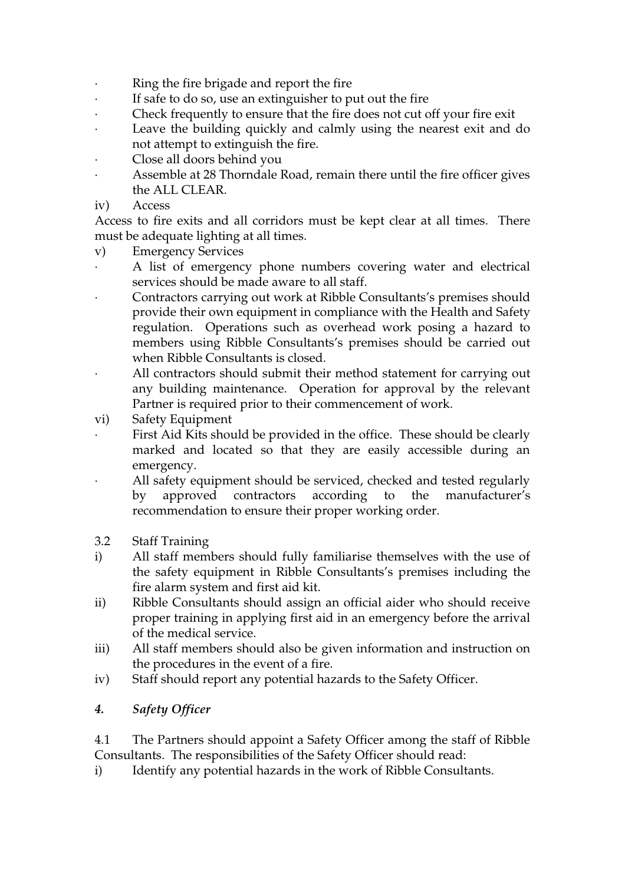- Ring the fire brigade and report the fire
- If safe to do so, use an extinguisher to put out the fire
- Check frequently to ensure that the fire does not cut off your fire exit
- Leave the building quickly and calmly using the nearest exit and do not attempt to extinguish the fire.
- Close all doors behind you
- Assemble at 28 Thorndale Road, remain there until the fire officer gives the ALL CLEAR.

iv) Access

Access to fire exits and all corridors must be kept clear at all times. There must be adequate lighting at all times.

v) Emergency Services

- A list of emergency phone numbers covering water and electrical services should be made aware to all staff.
- Contractors carrying out work at Ribble Consultants's premises should provide their own equipment in compliance with the Health and Safety regulation. Operations such as overhead work posing a hazard to members using Ribble Consultants's premises should be carried out when Ribble Consultants is closed.
- All contractors should submit their method statement for carrying out any building maintenance. Operation for approval by the relevant Partner is required prior to their commencement of work.

vi) Safety Equipment

- First Aid Kits should be provided in the office. These should be clearly marked and located so that they are easily accessible during an emergency.
- All safety equipment should be serviced, checked and tested regularly by approved contractors according to the manufacturer's recommendation to ensure their proper working order.

3.2 Staff Training

i) All staff members should fully familiarise themselves with the use of the safety equipment in Ribble Consultants's premises including the fire alarm system and first aid kit.

ii) Ribble Consultants should assign an official aider who should receive proper training in applying first aid in an emergency before the arrival of the medical service.

iii) All staff members should also be given information and instruction on the procedures in the event of a fire.

iv) Staff should report any potential hazards to the Safety Officer.

## *4. Safety Officer*

4.1 The Partners should appoint a Safety Officer among the staff of Ribble Consultants. The responsibilities of the Safety Officer should read:

i) Identify any potential hazards in the work of Ribble Consultants.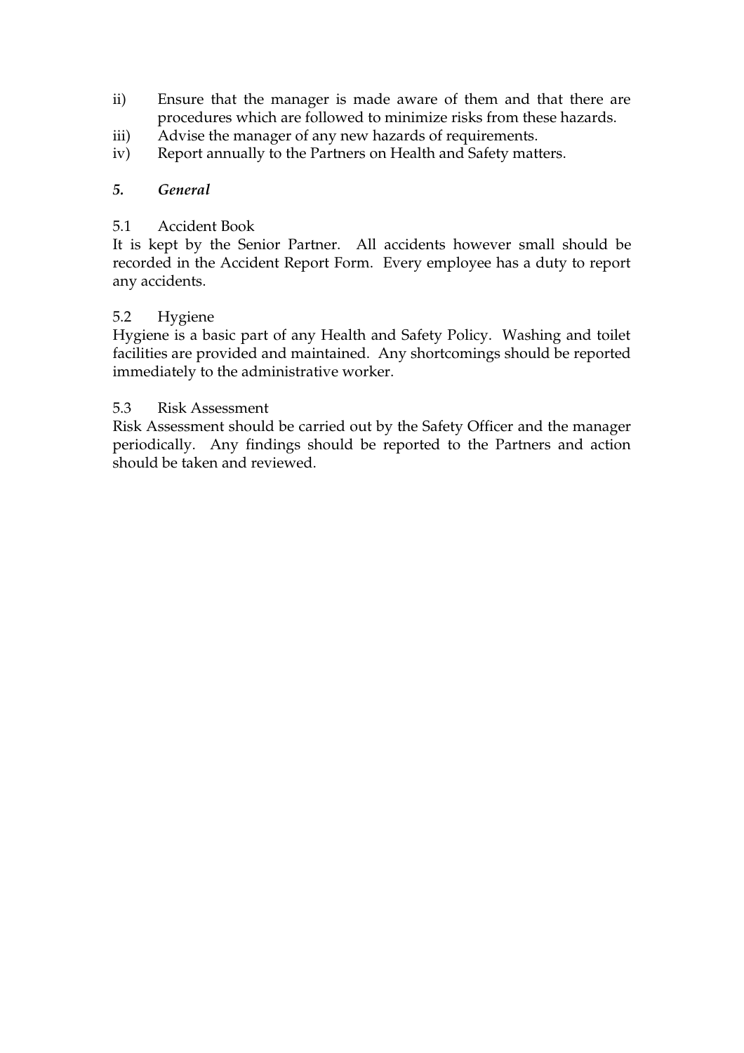ii) Ensure that the manager is made aware of them and that there are procedures which are followed to minimize risks from these hazards.

iii) Advise the manager of any new hazards of requirements.

iv) Report annually to the Partners on Health and Safety matters.

### *5. General*

5.1 Accident Book

It is kept by the Senior Partner. All accidents however small should be recorded in the Accident Report Form. Every employee has a duty to report any accidents.

5.2 Hygiene

Hygiene is a basic part of any Health and Safety Policy. Washing and toilet facilities are provided and maintained. Any shortcomings should be reported immediately to the administrative worker.

5.3 Risk Assessment

Risk Assessment should be carried out by the Safety Officer and the manager periodically. Any findings should be reported to the Partners and action should be taken and reviewed.